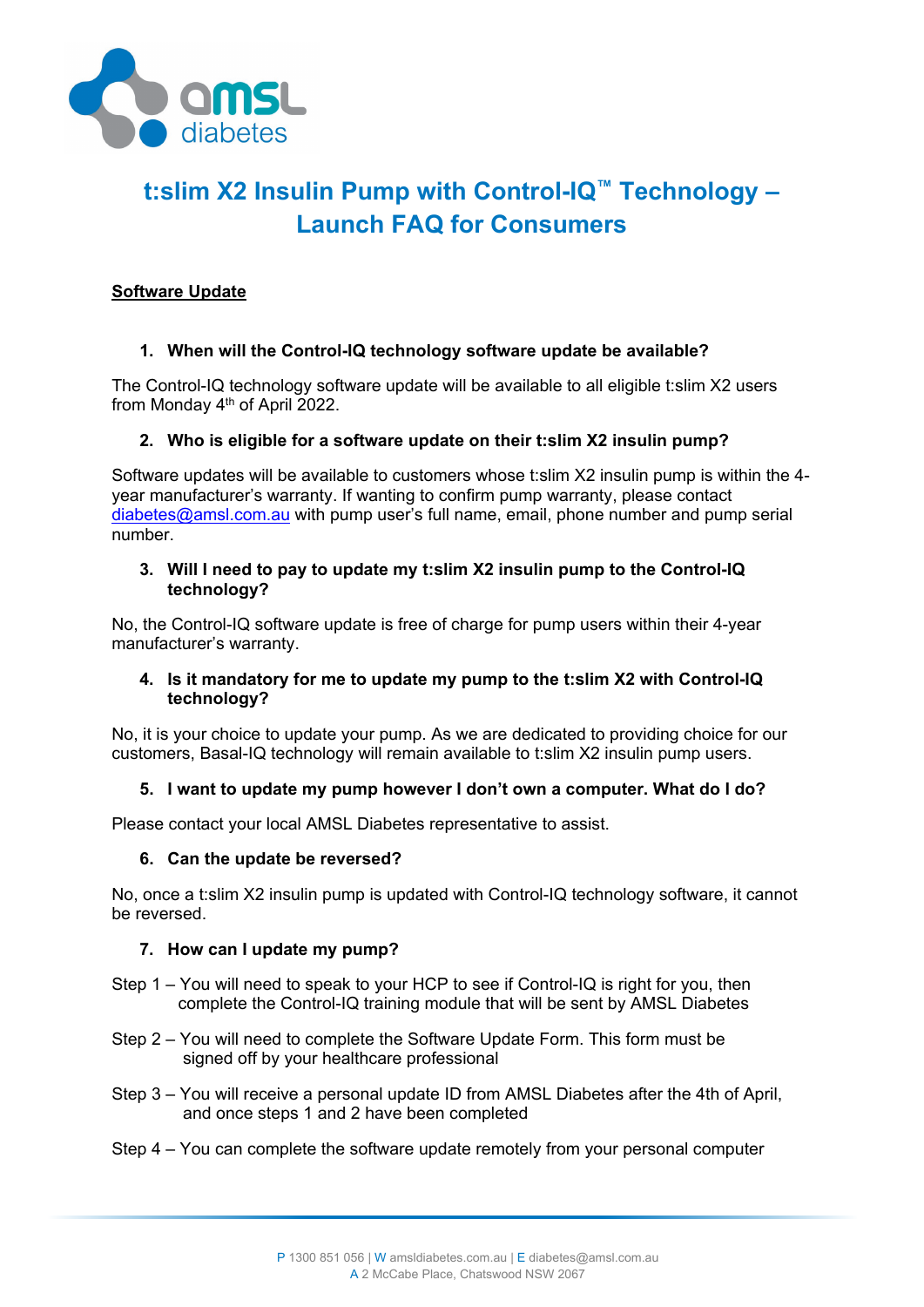# t:slim X2 Insulin Pump with Control-IQ™ Technology – Launch FAQ for Consumers

## Software Update

### 1. When will the Control-IQ technology software update be available?

The Control-IQ technology software update will be available to all eligible t:slim X2 users from Monday 4th of April 2022.

### 2. Who is eligible for a software update on their t:slim X2 insulin pump?

Software updates will be available to customers whose t:slim X2 insulin pump is within the 4-year manufacturer's warranty. If wanting to confirm pump warranty, please contact diabetes@amsl.com.au with pump user's full name, email, phone number and pump serial number.

### 3. Will I need to pay to update my t:slim X2 insulin pump to the Control-IQ technology?

No, the Control-IQ software update is free of charge for pump users within their 4-year manufacturer's warranty.

### 4. Is it mandatory for me to update my pump to the t:slim X2 with Control-IQ technology?

No, it is your choice to update your pump. As we are dedicated to providing choice for our customers, Basal-IQ technology will remain available to t:slim X2 insulin pump users.

### 5. I want to update my pump however I don't own a computer. What do I do?

Please contact your local AMSL Diabetes representative to assist.

### 6. Can the update be reversed?

No, once a t:slim X2 insulin pump is updated with Control-IQ technology software, it cannot be reversed.

### 7. How can I update my pump?

Step 1 – You will need to speak to your HCP to see if Control-IQ is right for you, then complete the Control-IQ training module that will be sent by AMSL Diabetes

Step 2 – You will need to complete the Software Update Form. This form must be signed off by your healthcare professional

Step 3 – You will receive a personal update ID from AMSL Diabetes after the 4th of April, and once steps 1 and 2 have been completed

Step 4 – You can complete the software update remotely from your personal computer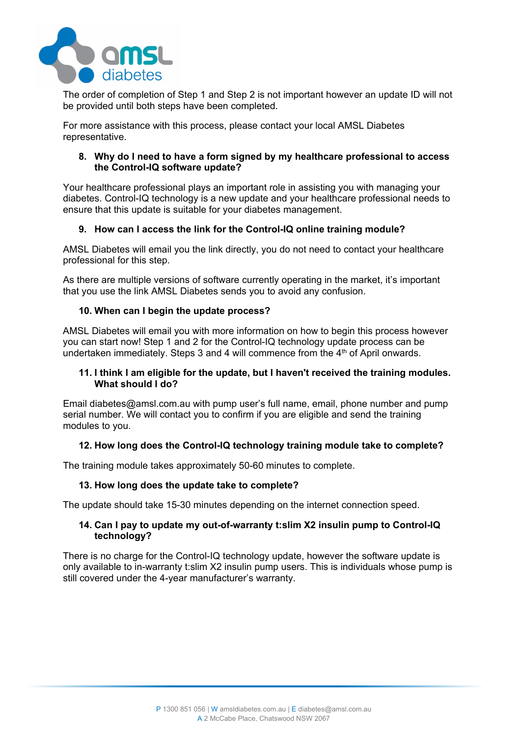The order of completion of Step 1 and Step 2 is not important however an update ID will not be provided until both steps have been completed.

For more assistance with this process, please contact your local AMSL Diabetes representative.

### 8. Why do I need to have a form signed by my healthcare professional to access the Control-IQ software update?

Your healthcare professional plays an important role in assisting you with managing your diabetes. Control-IQ technology is a new update and your healthcare professional needs to ensure that this update is suitable for your diabetes management.

### 9. How can I access the link for the Control-IQ online training module?

AMSL Diabetes will email you the link directly, you do not need to contact your healthcare professional for this step.

As there are multiple versions of software currently operating in the market, it's important that you use the link AMSL Diabetes sends you to avoid any confusion.

### 10. When can I begin the update process?

AMSL Diabetes will email you with more information on how to begin this process however you can start now! Step 1 and 2 for the Control-IQ technology update process can be undertaken immediately. Steps 3 and 4 will commence from the 4th of April onwards.

### 11. I think I am eligible for the update, but I haven't received the training modules. What should I do?

Email diabetes@amsl.com.au with pump user's full name, email, phone number and pump serial number. We will contact you to confirm if you are eligible and send the training modules to you.

### 12. How long does the Control-IQ technology training module take to complete?

The training module takes approximately 50-60 minutes to complete.

### 13. How long does the update take to complete?

The update should take 15-30 minutes depending on the internet connection speed.

### 14. Can I pay to update my out-of-warranty t:slim X2 insulin pump to Control-IQ technology?

There is no charge for the Control-IQ technology update, however the software update is only available to in-warranty t:slim X2 insulin pump users. This is individuals whose pump is still covered under the 4-year manufacturer's warranty.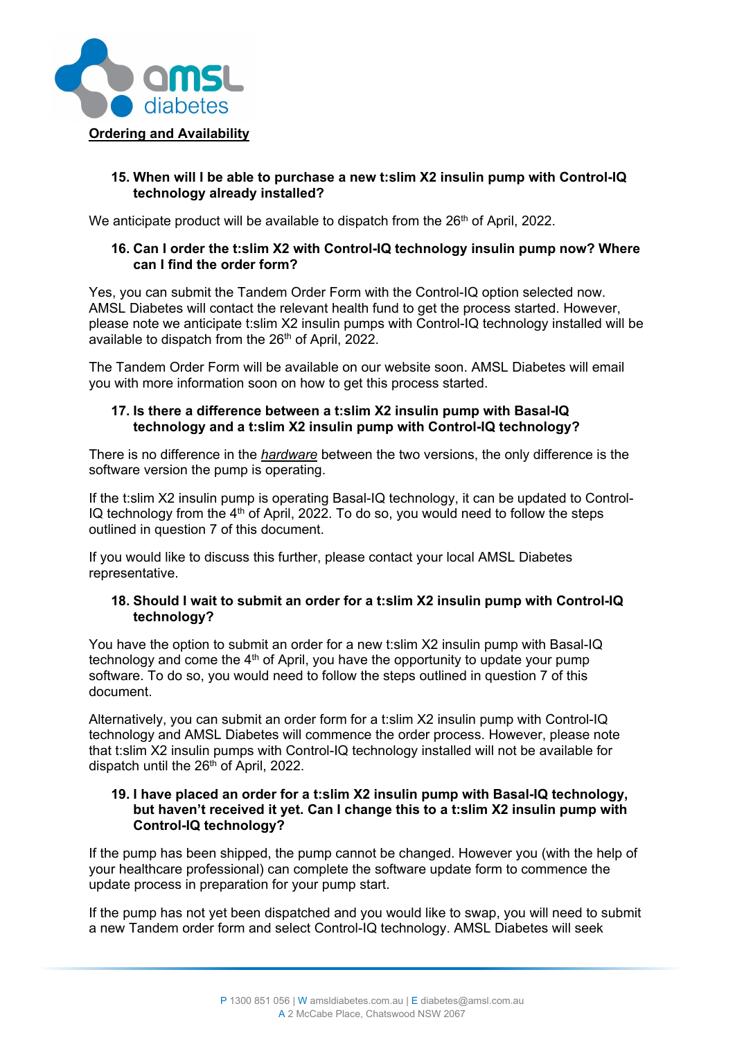## Ordering and Availability

### 15. When will I be able to purchase a new t:slim X2 insulin pump with Control-IQ technology already installed?

We anticipate product will be available to dispatch from the 26th of April, 2022.

### 16. Can I order the t:slim X2 with Control-IQ technology insulin pump now? Where can I find the order form?

Yes, you can submit the Tandem Order Form with the Control-IQ option selected now. AMSL Diabetes will contact the relevant health fund to get the process started. However, please note we anticipate t:slim X2 insulin pumps with Control-IQ technology installed will be available to dispatch from the 26th of April, 2022.

The Tandem Order Form will be available on our website soon. AMSL Diabetes will email you with more information soon on how to get this process started.

### 17. Is there a difference between a t:slim X2 insulin pump with Basal-IQ technology and a t:slim X2 insulin pump with Control-IQ technology?

There is no difference in the ***hardware*** between the two versions, the only difference is the software version the pump is operating.

If the t:slim X2 insulin pump is operating Basal-IQ technology, it can be updated to Control-IQ technology from the 4th of April, 2022. To do so, you would need to follow the steps outlined in question 7 of this document.

If you would like to discuss this further, please contact your local AMSL Diabetes representative.

### 18. Should I wait to submit an order for a t:slim X2 insulin pump with Control-IQ technology?

You have the option to submit an order for a new t:slim X2 insulin pump with Basal-IQ technology and come the 4th of April, you have the opportunity to update your pump software. To do so, you would need to follow the steps outlined in question 7 of this document.

Alternatively, you can submit an order form for a t:slim X2 insulin pump with Control-IQ technology and AMSL Diabetes will commence the order process. However, please note that t:slim X2 insulin pumps with Control-IQ technology installed will not be available for dispatch until the 26th of April, 2022.

### 19. I have placed an order for a t:slim X2 insulin pump with Basal-IQ technology, but haven't received it yet. Can I change this to a t:slim X2 insulin pump with Control-IQ technology?

If the pump has been shipped, the pump cannot be changed. However you (with the help of your healthcare professional) can complete the software update form to commence the update process in preparation for your pump start.

If the pump has not yet been dispatched and you would like to swap, you will need to submit a new Tandem order form and select Control-IQ technology. AMSL Diabetes will seek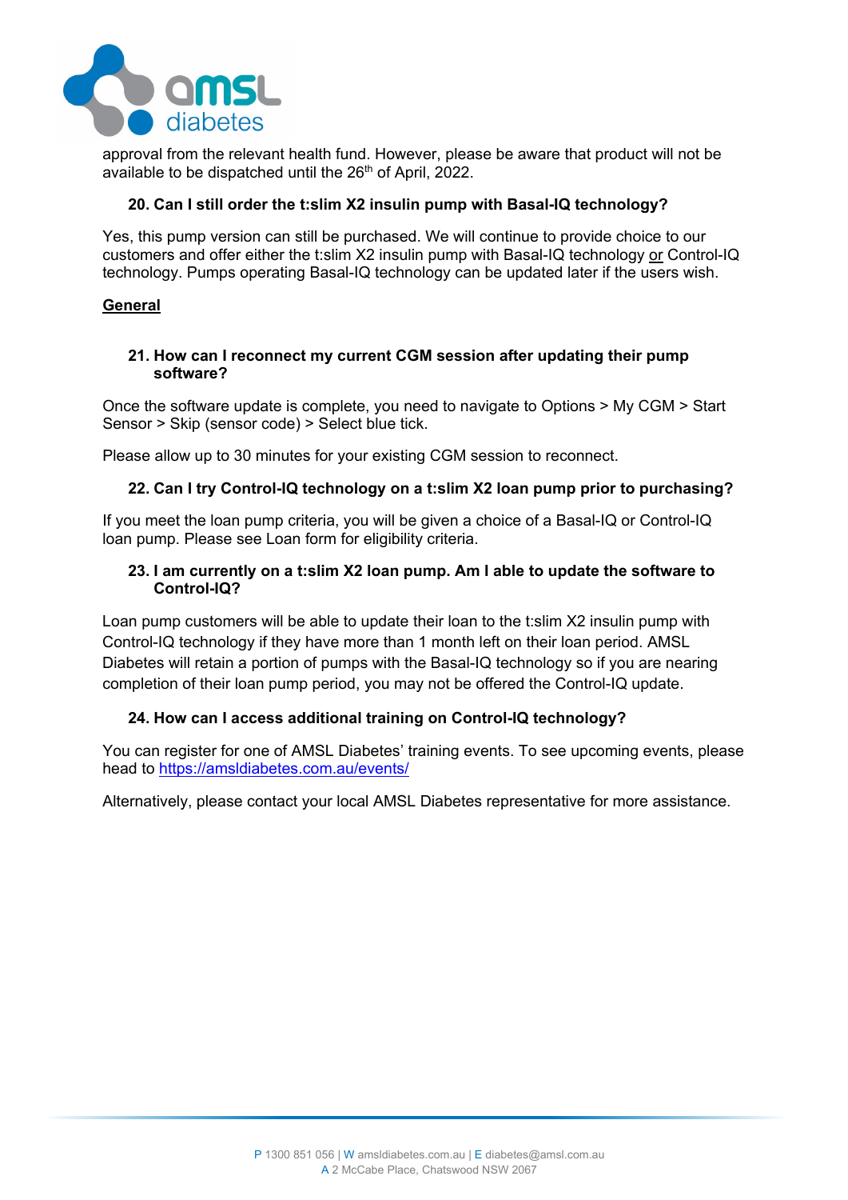approval from the relevant health fund. However, please be aware that product will not be available to be dispatched until the 26th of April, 2022.

### 20. Can I still order the t:slim X2 insulin pump with Basal-IQ technology?

Yes, this pump version can still be purchased. We will continue to provide choice to our customers and offer either the t:slim X2 insulin pump with Basal-IQ technology or Control-IQ technology. Pumps operating Basal-IQ technology can be updated later if the users wish.

## General

### 21. How can I reconnect my current CGM session after updating their pump software?

Once the software update is complete, you need to navigate to Options > My CGM > Start Sensor > Skip (sensor code) > Select blue tick.

Please allow up to 30 minutes for your existing CGM session to reconnect.

### 22. Can I try Control-IQ technology on a t:slim X2 loan pump prior to purchasing?

If you meet the loan pump criteria, you will be given a choice of a Basal-IQ or Control-IQ loan pump. Please see Loan form for eligibility criteria.

### 23. I am currently on a t:slim X2 loan pump. Am I able to update the software to Control-IQ?

Loan pump customers will be able to update their loan to the t:slim X2 insulin pump with Control-IQ technology if they have more than 1 month left on their loan period. AMSL Diabetes will retain a portion of pumps with the Basal-IQ technology so if you are nearing completion of their loan pump period, you may not be offered the Control-IQ update.

### 24. How can I access additional training on Control-IQ technology?

You can register for one of AMSL Diabetes' training events. To see upcoming events, please head to https://amsldiabetes.com.au/events/

Alternatively, please contact your local AMSL Diabetes representative for more assistance.